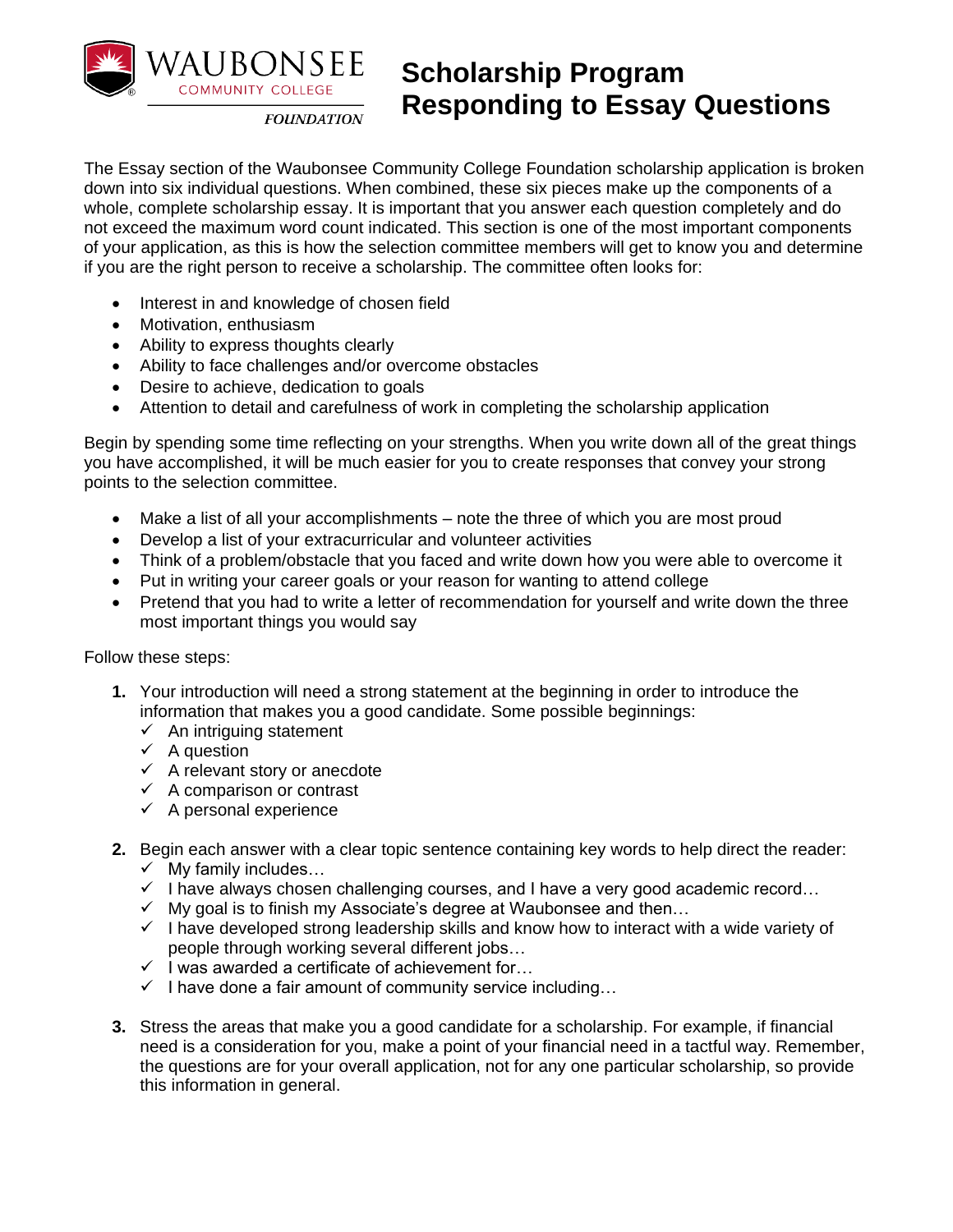WAUBONSEE COMMUNITY COLLEGE FOUNDATION

# Scholarship Program
# Responding to Essay Questions

The Essay section of the Waubonsee Community College Foundation scholarship application is broken down into six individual questions. When combined, these six pieces make up the components of a whole, complete scholarship essay. It is important that you answer each question completely and do not exceed the maximum word count indicated. This section is one of the most important components of your application, as this is how the selection committee members will get to know you and determine if you are the right person to receive a scholarship. The committee often looks for:

- Interest in and knowledge of chosen field
- Motivation, enthusiasm
- Ability to express thoughts clearly
- Ability to face challenges and/or overcome obstacles
- Desire to achieve, dedication to goals
- Attention to detail and carefulness of work in completing the scholarship application

Begin by spending some time reflecting on your strengths. When you write down all of the great things you have accomplished, it will be much easier for you to create responses that convey your strong points to the selection committee.

- Make a list of all your accomplishments – note the three of which you are most proud
- Develop a list of your extracurricular and volunteer activities
- Think of a problem/obstacle that you faced and write down how you were able to overcome it
- Put in writing your career goals or your reason for wanting to attend college
- Pretend that you had to write a letter of recommendation for yourself and write down the three most important things you would say

Follow these steps:

1. Your introduction will need a strong statement at the beginning in order to introduce the information that makes you a good candidate. Some possible beginnings:
   - ✓ An intriguing statement
   - ✓ A question
   - ✓ A relevant story or anecdote
   - ✓ A comparison or contrast
   - ✓ A personal experience

2. Begin each answer with a clear topic sentence containing key words to help direct the reader:
   - ✓ My family includes…
   - ✓ I have always chosen challenging courses, and I have a very good academic record…
   - ✓ My goal is to finish my Associate's degree at Waubonsee and then…
   - ✓ I have developed strong leadership skills and know how to interact with a wide variety of people through working several different jobs…
   - ✓ I was awarded a certificate of achievement for…
   - ✓ I have done a fair amount of community service including…

3. Stress the areas that make you a good candidate for a scholarship. For example, if financial need is a consideration for you, make a point of your financial need in a tactful way. Remember, the questions are for your overall application, not for any one particular scholarship, so provide this information in general.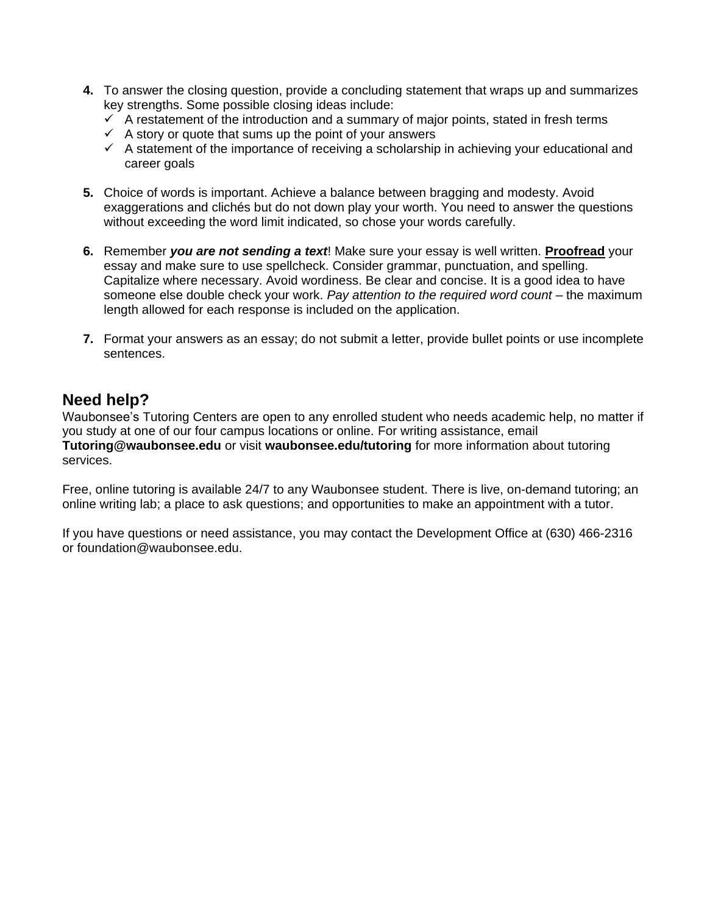4. To answer the closing question, provide a concluding statement that wraps up and summarizes key strengths. Some possible closing ideas include:
   - ✓ A restatement of the introduction and a summary of major points, stated in fresh terms
   - ✓ A story or quote that sums up the point of your answers
   - ✓ A statement of the importance of receiving a scholarship in achieving your educational and career goals

5. Choice of words is important. Achieve a balance between bragging and modesty. Avoid exaggerations and clichés but do not down play your worth. You need to answer the questions without exceeding the word limit indicated, so chose your words carefully.

6. Remember ***you are not sending a text***! Make sure your essay is well written. **<u>Proofread</u>** your essay and make sure to use spellcheck. Consider grammar, punctuation, and spelling. Capitalize where necessary. Avoid wordiness. Be clear and concise. It is a good idea to have someone else double check your work. *Pay attention to the required word count* – the maximum length allowed for each response is included on the application.

7. Format your answers as an essay; do not submit a letter, provide bullet points or use incomplete sentences.

## Need help?

Waubonsee's Tutoring Centers are open to any enrolled student who needs academic help, no matter if you study at one of our four campus locations or online. For writing assistance, email **Tutoring@waubonsee.edu** or visit **waubonsee.edu/tutoring** for more information about tutoring services.

Free, online tutoring is available 24/7 to any Waubonsee student. There is live, on-demand tutoring; an online writing lab; a place to ask questions; and opportunities to make an appointment with a tutor.

If you have questions or need assistance, you may contact the Development Office at (630) 466-2316 or foundation@waubonsee.edu.